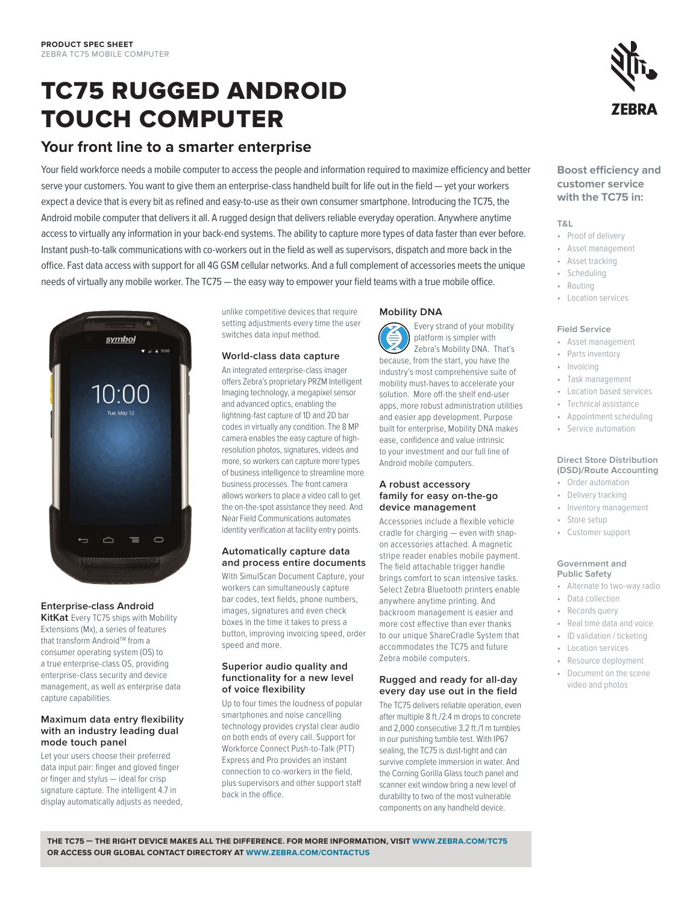PRODUCT SPEC SHEET
ZEBRA TC75 MOBILE COMPUTER

# TC75 RUGGED ANDROID TOUCH COMPUTER

## Your front line to a smarter enterprise

Your field workforce needs a mobile computer to access the people and information required to maximize efficiency and better serve your customers. You want to give them an enterprise-class handheld built for life out in the field — yet your workers expect a device that is every bit as refined and easy-to-use as their own consumer smartphone. Introducing the TC75, the Android mobile computer that delivers it all. A rugged design that delivers reliable everyday operation. Anywhere anytime access to virtually any information in your back-end systems. The ability to capture more types of data faster than ever before. Instant push-to-talk communications with co-workers out in the field as well as supervisors, dispatch and more back in the office. Fast data access with support for all 4G GSM cellular networks. And a full complement of accessories meets the unique needs of virtually any mobile worker. The TC75 — the easy way to empower your field teams with a true mobile office.

### Enterprise-class Android KitKat

Every TC75 ships with Mobility Extensions (Mx), a series of features that transform Android™ from a consumer operating system (OS) to a true enterprise-class OS, providing enterprise-class security and device management, as well as enterprise data capture capabilities.

### Maximum data entry flexibility with an industry leading dual mode touch panel

Let your users choose their preferred data input pair: finger and gloved finger or finger and stylus — ideal for crisp signature capture. The intelligent 4.7 in display automatically adjusts as needed, unlike competitive devices that require setting adjustments every time the user switches data input method.

### World-class data capture

An integrated enterprise-class imager offers Zebra's proprietary PRZM Intelligent Imaging technology, a megapixel sensor and advanced optics, enabling the lightning-fast capture of 1D and 2D bar codes in virtually any condition. The 8 MP camera enables the easy capture of high-resolution photos, signatures, videos and more, so workers can capture more types of business intelligence to streamline more business processes. The front camera allows workers to place a video call to get the on-the-spot assistance they need. And Near Field Communications automates identity verification at facility entry points.

### Automatically capture data and process entire documents

With SimulScan Document Capture, your workers can simultaneously capture bar codes, text fields, phone numbers, images, signatures and even check boxes in the time it takes to press a button, improving invoicing speed, order speed and more.

### Superior audio quality and functionality for a new level of voice flexibility

Up to four times the loudness of popular smartphones and noise cancelling technology provides crystal clear audio on both ends of every call. Support for Workforce Connect Push-to-Talk (PTT) Express and Pro provides an instant connection to co-workers in the field, plus supervisors and other support staff back in the office.

### Mobility DNA

Every strand of your mobility platform is simpler with Zebra's Mobility DNA. That's because, from the start, you have the industry's most comprehensive suite of mobility must-haves to accelerate your solution. More off-the shelf end-user apps, more robust administration utilities and easier app development. Purpose built for enterprise, Mobility DNA makes ease, confidence and value intrinsic to your investment and our full line of Android mobile computers.

### A robust accessory family for easy on-the-go device management

Accessories include a flexible vehicle cradle for charging — even with snap-on accessories attached. A magnetic stripe reader enables mobile payment. The field attachable trigger handle brings comfort to scan intensive tasks. Select Zebra Bluetooth printers enable anywhere anytime printing. And backroom management is easier and more cost effective than ever thanks to our unique ShareCradle System that accommodates the TC75 and future Zebra mobile computers.

### Rugged and ready for all-day every day use out in the field

The TC75 delivers reliable operation, even after multiple 8 ft./2.4 m drops to concrete and 2,000 consecutive 3.2 ft./1 m tumbles in our punishing tumble test. With IP67 sealing, the TC75 is dust-tight and can survive complete immersion in water. And the Corning Gorilla Glass touch panel and scanner exit window bring a new level of durability to two of the most vulnerable components on any handheld device.

## Boost efficiency and customer service with the TC75 in:

**T&L**
- Proof of delivery
- Asset management
- Asset tracking
- Scheduling
- Routing
- Location services

**Field Service**
- Asset management
- Parts inventory
- Invoicing
- Task management
- Location based services
- Technical assistance
- Appointment scheduling
- Service automation

**Direct Store Distribution (DSD)/Route Accounting**
- Order automation
- Delivery tracking
- Inventory management
- Store setup
- Customer support

**Government and Public Safety**
- Alternate to two-way radio
- Data collection
- Records query
- Real time data and voice
- ID validation / ticketing
- Location services
- Resource deployment
- Document on the scene video and photos

**THE TC75 — THE RIGHT DEVICE MAKES ALL THE DIFFERENCE. FOR MORE INFORMATION, VISIT WWW.ZEBRA.COM/TC75 OR ACCESS OUR GLOBAL CONTACT DIRECTORY AT WWW.ZEBRA.COM/CONTACTUS**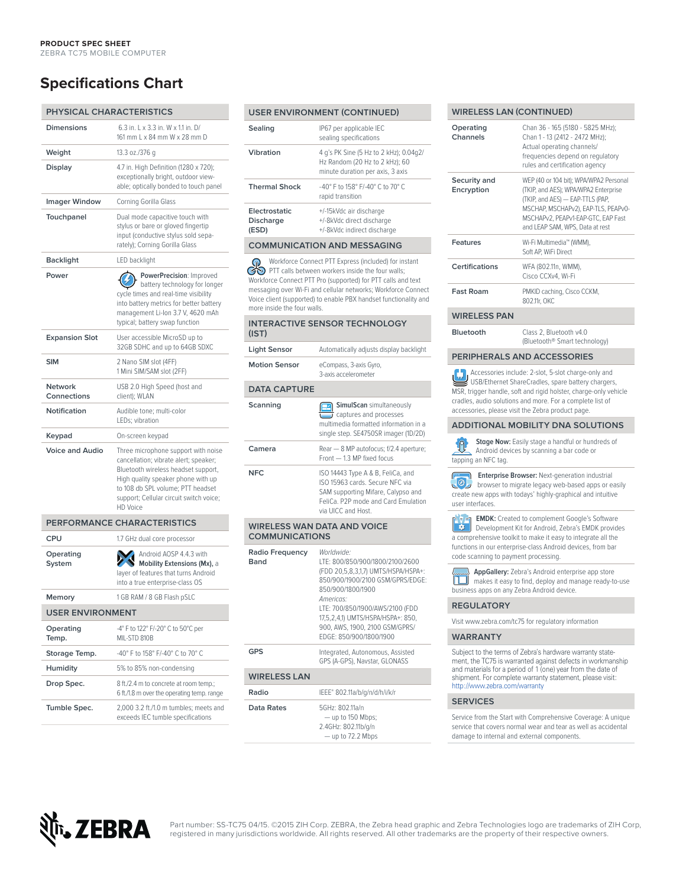**PRODUCT SPEC SHEET**
ZEBRA TC75 MOBILE COMPUTER

# Specifications Chart

## PHYSICAL CHARACTERISTICS

| | |
|---|---|
| Dimensions | 6.3 in. L x 3.3 in. W x 1.1 in. D/ 161 mm L x 84 mm W x 28 mm D |
| Weight | 13.3 oz./376 g |
| Display | 4.7 in. High Definition (1280 x 720); exceptionally bright, outdoor viewable; optically bonded to touch panel |
| Imager Window | Corning Gorilla Glass |
| Touchpanel | Dual mode capacitive touch with stylus or bare or gloved fingertip input (conductive stylus sold separately); Corning Gorilla Glass |
| Backlight | LED backlight |
| Power | **PowerPrecision**: Improved battery technology for longer cycle times and real-time visibility into battery metrics for better battery management Li-Ion 3.7 V, 4620 mAh typical; battery swap function |
| Expansion Slot | User accessible MicroSD up to 32GB SDHC and up to 64GB SDXC |
| SIM | 2 Nano SIM slot (4FF) 1 Mini SIM/SAM slot (2FF) |
| Network Connections | USB 2.0 High Speed (host and client); WLAN |
| Notification | Audible tone; multi-color LEDs; vibration |
| Keypad | On-screen keypad |
| Voice and Audio | Three microphone support with noise cancellation; vibrate alert; speaker; Bluetooth wireless headset support, High quality speaker phone with up to 108 db SPL volume; PTT headset support; Cellular circuit switch voice; HD Voice |

## PERFORMANCE CHARACTERISTICS

| | |
|---|---|
| CPU | 1.7 GHz dual core processor |
| Operating System | Android AOSP 4.4.3 with **Mobility Extensions (Mx),** a layer of features that turns Android into a true enterprise-class OS |
| Memory | 1 GB RAM / 8 GB Flash pSLC |

## USER ENVIRONMENT

| | |
|---|---|
| Operating Temp. | -4° F to 122° F/-20° C to 50°C per MIL-STD 810B |
| Storage Temp. | -40° F to 158° F/-40° C to 70° C |
| Humidity | 5% to 85% non-condensing |
| Drop Spec. | 8 ft./2.4 m to concrete at room temp.; 6 ft./1.8 m over the operating temp. range |
| Tumble Spec. | 2,000 3.2 ft./1.0 m tumbles; meets and exceeds IEC tumble specifications |

## USER ENVIRONMENT (CONTINUED)

| | |
|---|---|
| Sealing | IP67 per applicable IEC sealing specifications |
| Vibration | 4 g's PK Sine (5 Hz to 2 kHz); 0.04g2/ Hz Random (20 Hz to 2 kHz); 60 minute duration per axis, 3 axis |
| Thermal Shock | -40° F to 158° F/-40° C to 70° C rapid transition |
| Electrostatic Discharge (ESD) | +/-15kVdc air discharge +/-8kVdc direct discharge +/-8kVdc indirect discharge |

## COMMUNICATION AND MESSAGING

Workforce Connect PTT Express (included) for instant PTT calls between workers inside the four walls; Workforce Connect PTT Pro (supported) for PTT calls and text messaging over Wi-Fi and cellular networks; Workforce Connect Voice client (supported) to enable PBX handset functionality and more inside the four walls.

## INTERACTIVE SENSOR TECHNOLOGY (IST)

| | |
|---|---|
| Light Sensor | Automatically adjusts display backlight |
| Motion Sensor | eCompass, 3-axis Gyro, 3-axis accelerometer |

## DATA CAPTURE

| | |
|---|---|
| Scanning | **SimulScan** simultaneously captures and processes multimedia formatted information in a single step. SE4750SR imager (1D/2D) |
| Camera | Rear — 8 MP autofocus; f/2.4 aperture; Front — 1.3 MP fixed focus |
| NFC | ISO 14443 Type A & B, FeliCa, and ISO 15963 cards. Secure NFC via SAM supporting Mifare, Calypso and FeliCa. P2P mode and Card Emulation via UICC and Host. |

## WIRELESS WAN DATA AND VOICE COMMUNICATIONS

| | |
|---|---|
| Radio Frequency Band | *Worldwide:* LTE: 800/850/900/1800/2100/2600 (FDD 20,5,8,3,1,7) UMTS/HSPA/HSPA+: 850/900/1900/2100 GSM/GPRS/EDGE: 850/900/1800/1900 *Americas:* LTE: 700/850/1900/AWS/2100 (FDD 17,5,2,4,1) UMTS/HSPA/HSPA+: 850, 900, AWS, 1900, 2100 GSM/GPRS/ EDGE: 850/900/1800/1900 |
| GPS | Integrated, Autonomous, Assisted GPS (A-GPS), Navstar, GLONASS |

## WIRELESS LAN

| | |
|---|---|
| Radio | IEEE® 802.11a/b/g/n/d/h/i/k/r |
| Data Rates | 5GHz: 802.11a/n — up to 150 Mbps; 2.4GHz: 802.11b/g/n — up to 72.2 Mbps |

## WIRELESS LAN (CONTINUED)

| | |
|---|---|
| Operating Channels | Chan 36 - 165 (5180 - 5825 MHz); Chan 1 - 13 (2412 - 2472 MHz); Actual operating channels/ frequencies depend on regulatory rules and certification agency |
| Security and Encryption | WEP (40 or 104 bit); WPA/WPA2 Personal (TKIP, and AES); WPA/WPA2 Enterprise (TKIP, and AES) — EAP-TTLS (PAP, MSCHAP, MSCHAPv2), EAP-TLS, PEAPv0-MSCHAPv2, PEAPv1-EAP-GTC, EAP Fast and LEAP SAM, WPS, Data at rest |
| Features | Wi-Fi Multimedia™ (WMM), Soft AP, WiFi Direct |
| Certifications | WFA (802.11n, WMM), Cisco CCXv4, Wi-Fi |
| Fast Roam | PMKID caching, Cisco CCKM, 802.11r, OKC |

## WIRELESS PAN

| | |
|---|---|
| Bluetooth | Class 2, Bluetooth v4.0 (Bluetooth® Smart technology) |

## PERIPHERALS AND ACCESSORIES

Accessories include: 2-slot, 5-slot charge-only and USB/Ethernet ShareCradles, spare battery chargers, MSR, trigger handle, soft and rigid holster, charge-only vehicle cradles, audio solutions and more. For a complete list of accessories, please visit the Zebra product page.

## ADDITIONAL MOBILITY DNA SOLUTIONS

**Stage Now:** Easily stage a handful or hundreds of Android devices by scanning a bar code or tapping an NFC tag.

**Enterprise Browser:** Next-generation industrial browser to migrate legacy web-based apps or easily create new apps with todays' highly-graphical and intuitive user interfaces.

**EMDK:** Created to complement Google's Software Development Kit for Android, Zebra's EMDK provides a comprehensive toolkit to make it easy to integrate all the functions in our enterprise-class Android devices, from bar code scanning to payment processing.

**AppGallery:** Zebra's Android enterprise app store makes it easy to find, deploy and manage ready-to-use business apps on any Zebra Android device.

## REGULATORY

Visit www.zebra.com/tc75 for regulatory information

## WARRANTY

Subject to the terms of Zebra's hardware warranty statement, the TC75 is warranted against defects in workmanship and materials for a period of 1 (one) year from the date of shipment. For complete warranty statement, please visit: http://www.zebra.com/warranty

## SERVICES

Service from the Start with Comprehensive Coverage: A unique service that covers normal wear and tear as well as accidental damage to internal and external components.

ZEBRA

Part number: SS-TC75 04/15. ©2015 ZIH Corp. ZEBRA, the Zebra head graphic and Zebra Technologies logo are trademarks of ZIH Corp, registered in many jurisdictions worldwide. All rights reserved. All other trademarks are the property of their respective owners.